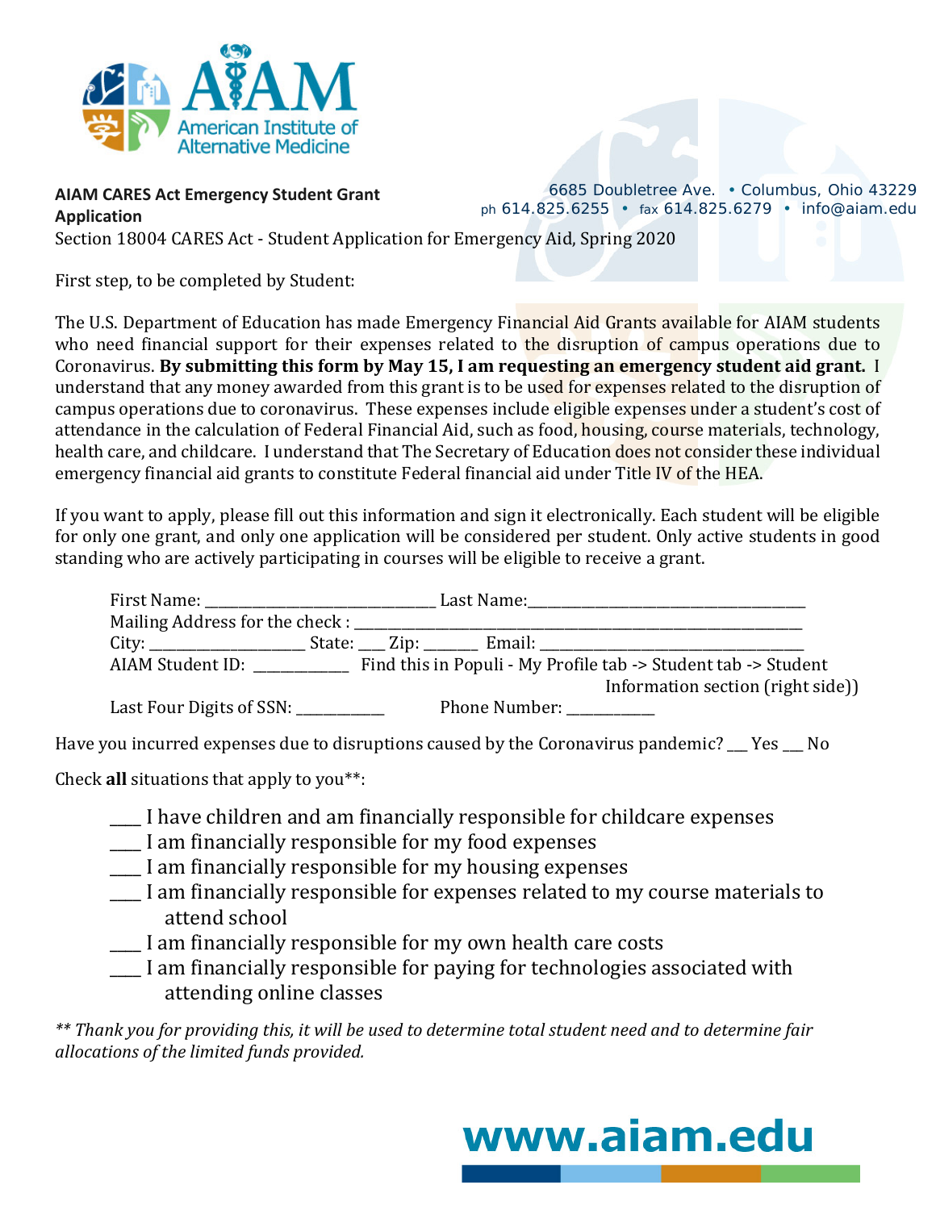AIAM American Institute of Alternative Medicine

**AIAM CARES Act Emergency Student Grant Application**

6685 Doubletree Ave. • Columbus, Ohio 43229
ph 614.825.6255 • fax 614.825.6279 • info@aiam.edu

Section 18004 CARES Act - Student Application for Emergency Aid, Spring 2020

First step, to be completed by Student:

The U.S. Department of Education has made Emergency Financial Aid Grants available for AIAM students who need financial support for their expenses related to the disruption of campus operations due to Coronavirus. **By submitting this form by May 15, I am requesting an emergency student aid grant.** I understand that any money awarded from this grant is to be used for expenses related to the disruption of campus operations due to coronavirus. These expenses include eligible expenses under a student's cost of attendance in the calculation of Federal Financial Aid, such as food, housing, course materials, technology, health care, and childcare. I understand that The Secretary of Education does not consider these individual emergency financial aid grants to constitute Federal financial aid under Title IV of the HEA.

If you want to apply, please fill out this information and sign it electronically. Each student will be eligible for only one grant, and only one application will be considered per student. Only active students in good standing who are actively participating in courses will be eligible to receive a grant.

First Name: ______________________________ Last Name: ____________________________________

Mailing Address for the check : ____________________________________________________________

City: ____________________ State: ___ Zip: _______ Email: __________________________________

AIAM Student ID: ____________ Find this in Populi - My Profile tab -> Student tab -> Student Information section (right side))

Last Four Digits of SSN: ___________ Phone Number: ___________

Have you incurred expenses due to disruptions caused by the Coronavirus pandemic? ___ Yes ___ No

Check **all** situations that apply to you**:

- ____ I have children and am financially responsible for childcare expenses
- ____ I am financially responsible for my food expenses
- ____ I am financially responsible for my housing expenses
- ____ I am financially responsible for expenses related to my course materials to attend school
- ____ I am financially responsible for my own health care costs
- ____ I am financially responsible for paying for technologies associated with attending online classes

*** Thank you for providing this, it will be used to determine total student need and to determine fair allocations of the limited funds provided.*

www.aiam.edu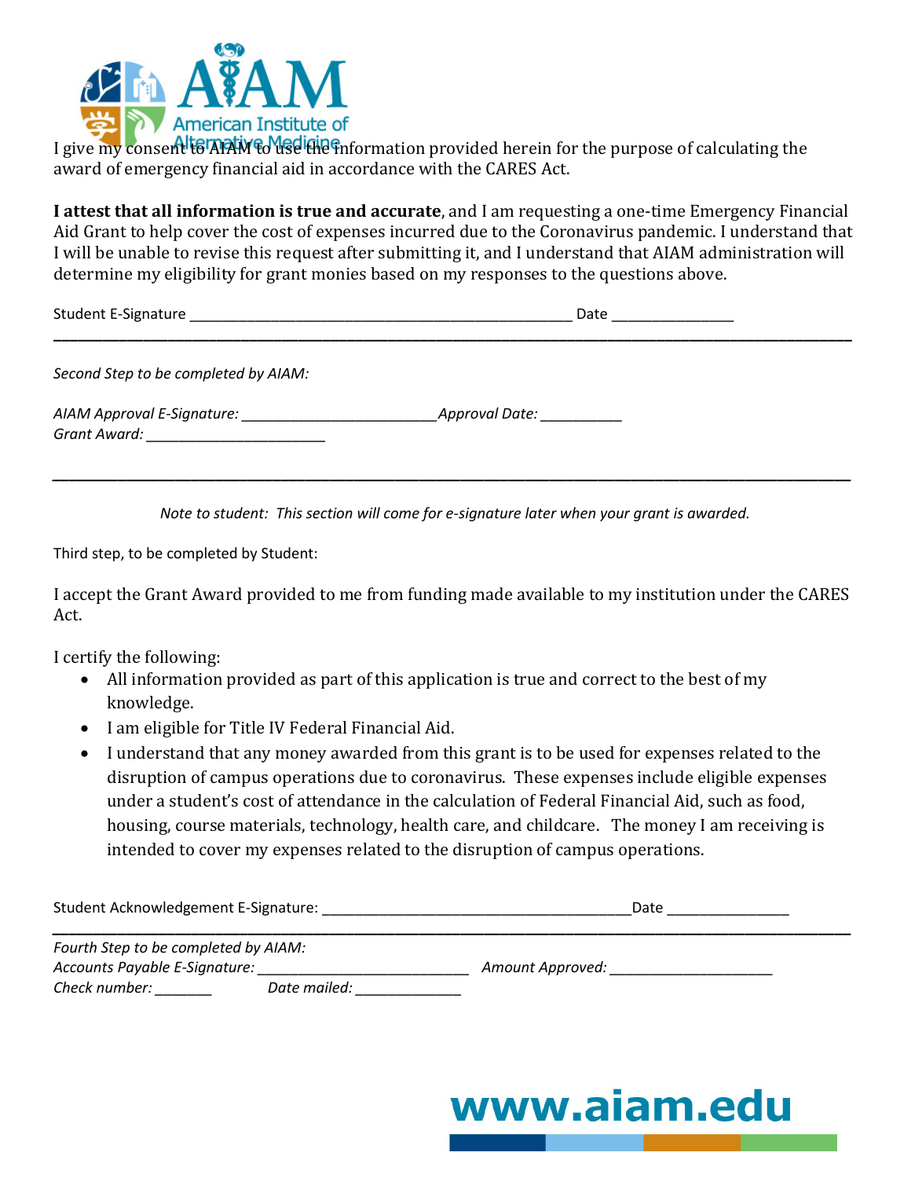I give my consent to AIAM to use the information provided herein for the purpose of calculating the award of emergency financial aid in accordance with the CARES Act.

**I attest that all information is true and accurate**, and I am requesting a one-time Emergency Financial Aid Grant to help cover the cost of expenses incurred due to the Coronavirus pandemic. I understand that I will be unable to revise this request after submitting it, and I understand that AIAM administration will determine my eligibility for grant monies based on my responses to the questions above.

Student E-Signature ________________________________________________ Date _______________

---

*Second Step to be completed by AIAM:*

*AIAM Approval E-Signature:* ________________________ *Approval Date:* __________
*Grant Award:* ______________________

---

*Note to student: This section will come for e-signature later when your grant is awarded.*

Third step, to be completed by Student:

I accept the Grant Award provided to me from funding made available to my institution under the CARES Act.

I certify the following:

- All information provided as part of this application is true and correct to the best of my knowledge.
- I am eligible for Title IV Federal Financial Aid.
- I understand that any money awarded from this grant is to be used for expenses related to the disruption of campus operations due to coronavirus. These expenses include eligible expenses under a student's cost of attendance in the calculation of Federal Financial Aid, such as food, housing, course materials, technology, health care, and childcare. The money I am receiving is intended to cover my expenses related to the disruption of campus operations.

Student Acknowledgement E-Signature: ______________________________________ Date _______________

---

*Fourth Step to be completed by AIAM:*
*Accounts Payable E-Signature:* __________________________ *Amount Approved:* ____________________
*Check number:* _______ *Date mailed:* _____________

www.aiam.edu